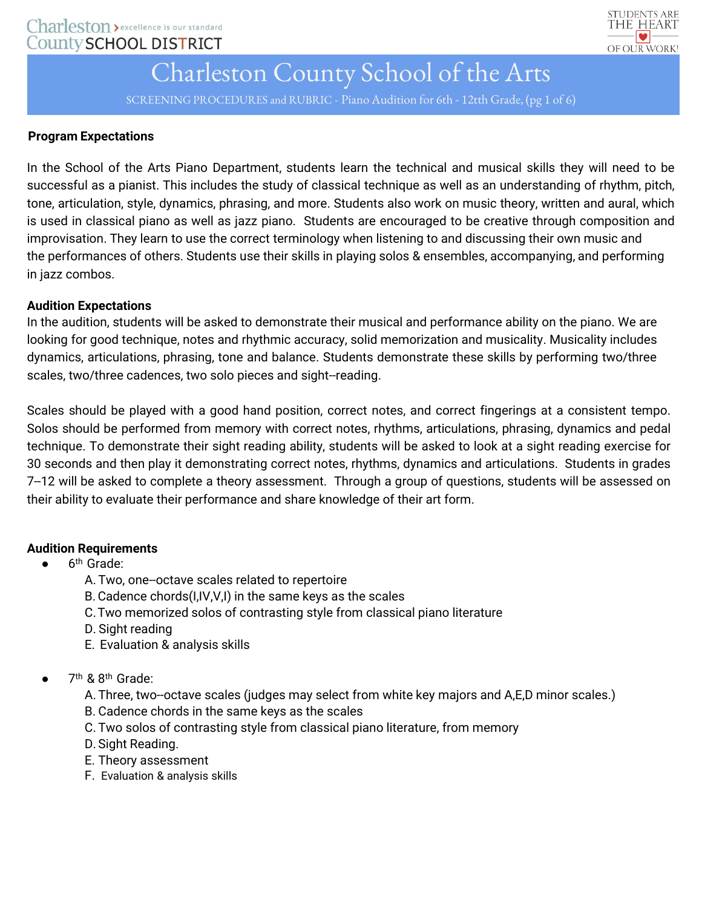# Charleston County School of the Arts

SCREENING PROCEDURES and RUBRIC - Piano Audition for 6th - 12tth Grade,

**Program Expectations**

In the School of the Arts Piano Department, students learn the technical and musical skills they will need to be successful as a pianist. This includes the study of classical technique as well as an understanding of rhythm, pitch, tone, articulation, style, dynamics, phrasing, and more. Students also work on music theory, written and aural, which is used in classical piano as well as jazz piano. Students are encouraged to be creative through composition and improvisation. They learn to use the correct terminology when listening to and discussing their own music and the performances of others. Students use their skills in playing solos & ensembles, accompanying, and performing in jazz combos.

**Audition Expectations**

In the audition, students will be asked to demonstrate their musical and performance ability on the piano. We are looking for good technique, notes and rhythmic accuracy, solid memorization and musicality. Musicality includes dynamics, articulations, phrasing, tone and balance. Students demonstrate these skills by performing two/three scales, two/three cadences, two solo pieces and sight-reading.

Scales should be played with a good hand position, correct notes, and correct fingerings at a consistent tempo. Solos should be performed from memory with correct notes, rhythms, articulations, phrasing, dynamics and pedal technique. To demonstrate their sight reading ability, students will be asked to look at a sight reading exercise for 30 seconds and then play it demonstrating correct notes, rhythms, dynamics and articulations. Students in grades 7-12 will be asked to complete a theory assessment. Through a group of questions, students will be assessed on their ability to evaluate their performance and share knowledge of their art form.

**Audition Requirements**

- 6th Grade:
  A. Two, one-octave scales related to repertoire
  B. Cadence chords(I,IV,V,I) in the same keys as the scales
  C. Two memorized solos of contrasting style from classical piano literature
  D. Sight reading
  E. Evaluation & analysis skills

- 7th & 8th Grade:
  A. Three, two-octave scales (judges may select from white key majors and A,E,D minor scales.)
  B. Cadence chords in the same keys as the scales
  C. Two solos of contrasting style from classical piano literature, from memory
  D. Sight Reading.
  E. Theory assessment
  F. Evaluation & analysis skills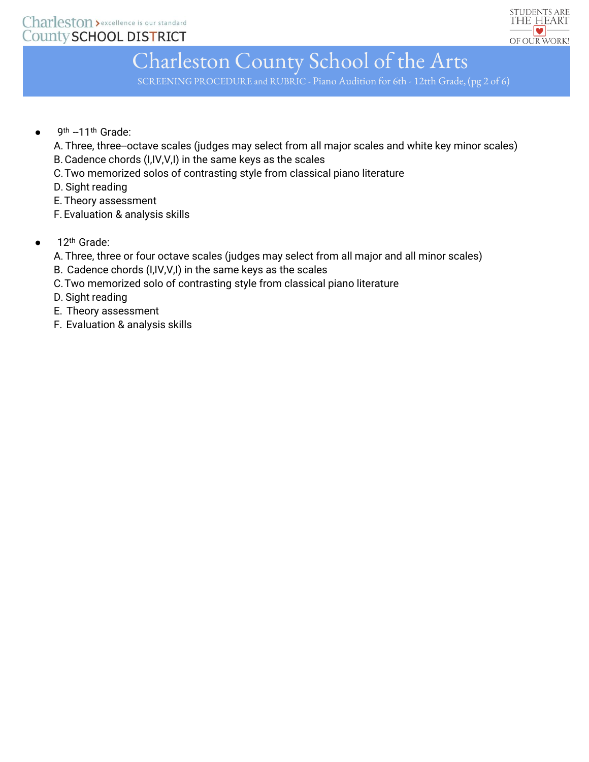- 9th –11th Grade:

  A. Three, three–octave scales (judges may select from all major scales and white key minor scales)
  B. Cadence chords (I,IV,V,I) in the same keys as the scales
  C. Two memorized solos of contrasting style from classical piano literature
  D. Sight reading
  E. Theory assessment
  F. Evaluation & analysis skills

- 12th Grade:

  A. Three, three or four octave scales (judges may select from all major and all minor scales)
  B. Cadence chords (I,IV,V,I) in the same keys as the scales
  C. Two memorized solo of contrasting style from classical piano literature
  D. Sight reading
  E. Theory assessment
  F. Evaluation & analysis skills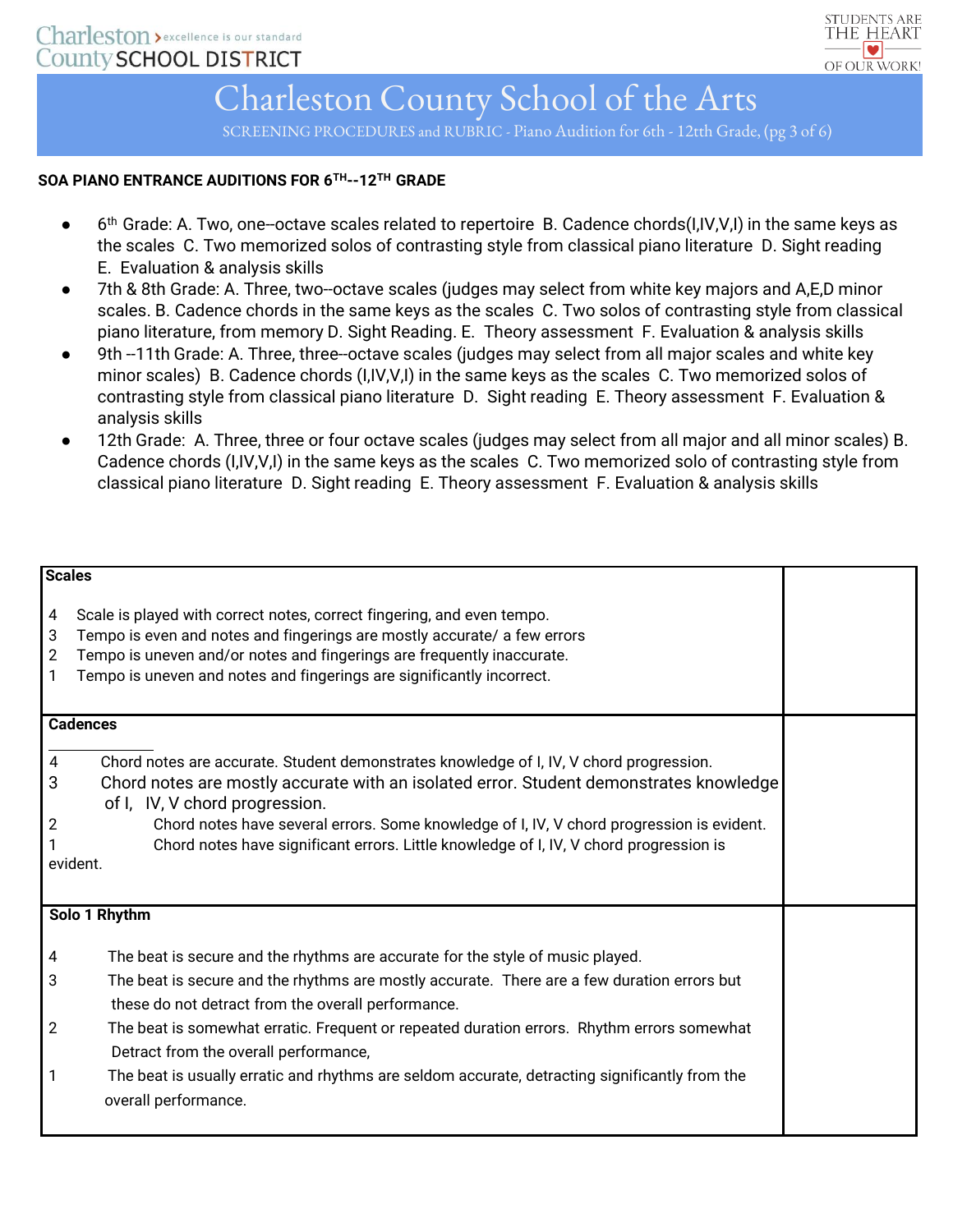# Charleston County School of the Arts

SCREENING PROCEDURES and RUBRIC - Piano Audition for 6th - 12tth Grade, (pg 3 of 6)

**SOA PIANO ENTRANCE AUDITIONS FOR 6TH--12TH GRADE**

- 6th Grade: A. Two, one--octave scales related to repertoire B. Cadence chords(I,IV,V,I) in the same keys as the scales C. Two memorized solos of contrasting style from classical piano literature D. Sight reading E. Evaluation & analysis skills
- 7th & 8th Grade: A. Three, two--octave scales (judges may select from white key majors and A,E,D minor scales. B. Cadence chords in the same keys as the scales C. Two solos of contrasting style from classical piano literature, from memory D. Sight Reading. E. Theory assessment F. Evaluation & analysis skills
- 9th --11th Grade: A. Three, three--octave scales (judges may select from all major scales and white key minor scales) B. Cadence chords (I,IV,V,I) in the same keys as the scales C. Two memorized solos of contrasting style from classical piano literature D. Sight reading E. Theory assessment F. Evaluation & analysis skills
- 12th Grade: A. Three, three or four octave scales (judges may select from all major and all minor scales) B. Cadence chords (I,IV,V,I) in the same keys as the scales C. Two memorized solo of contrasting style from classical piano literature D. Sight reading E. Theory assessment F. Evaluation & analysis skills

| **Scales**<br><br>4 Scale is played with correct notes, correct fingering, and even tempo.<br>3 Tempo is even and notes and fingerings are mostly accurate/ a few errors<br>2 Tempo is uneven and/or notes and fingerings are frequently inaccurate.<br>1 Tempo is uneven and notes and fingerings are significantly incorrect. | |
|---|---|
| **Cadences**<br><br>4 Chord notes are accurate. Student demonstrates knowledge of I, IV, V chord progression.<br>3 Chord notes are mostly accurate with an isolated error. Student demonstrates knowledge of I, IV, V chord progression.<br>2 Chord notes have several errors. Some knowledge of I, IV, V chord progression is evident.<br>1 Chord notes have significant errors. Little knowledge of I, IV, V chord progression is evident. | |
| **Solo 1 Rhythm**<br><br>4 The beat is secure and the rhythms are accurate for the style of music played.<br>3 The beat is secure and the rhythms are mostly accurate. There are a few duration errors but these do not detract from the overall performance.<br>2 The beat is somewhat erratic. Frequent or repeated duration errors. Rhythm errors somewhat Detract from the overall performance,<br>1 The beat is usually erratic and rhythms are seldom accurate, detracting significantly from the overall performance. | |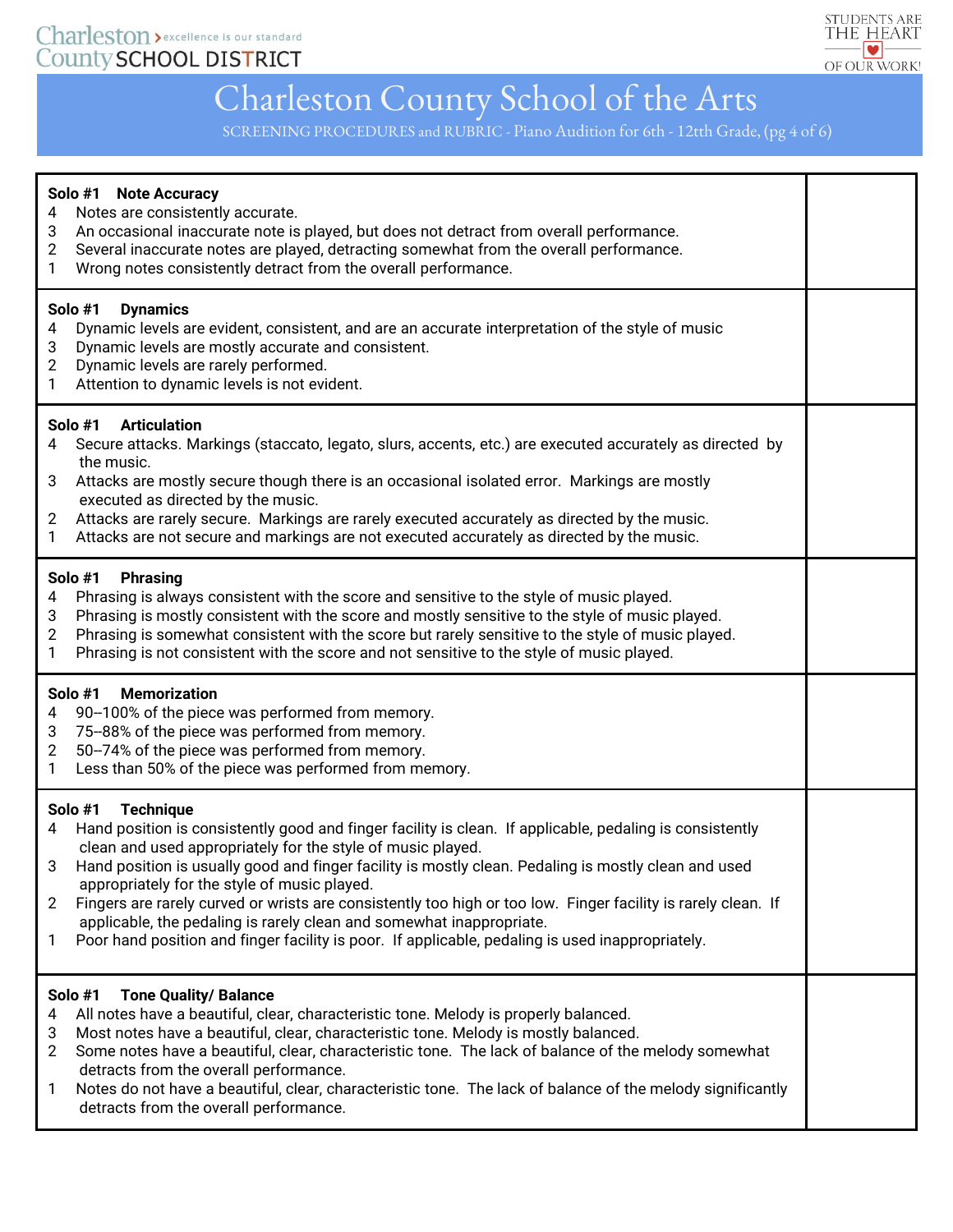Charleston County SCHOOL DISTRICT — excellence is our standard

STUDENTS ARE THE HEART OF OUR WORK!

# Charleston County School of the Arts

SCREENING PROCEDURES and RUBRIC - Piano Audition for 6th - 12tth Grade, (pg 4 of 6)

| | |
|---|---|
| **Solo #1 Note Accuracy**<br>4 Notes are consistently accurate.<br>3 An occasional inaccurate note is played, but does not detract from overall performance.<br>2 Several inaccurate notes are played, detracting somewhat from the overall performance.<br>1 Wrong notes consistently detract from the overall performance. | |
| **Solo #1 Dynamics**<br>4 Dynamic levels are evident, consistent, and are an accurate interpretation of the style of music<br>3 Dynamic levels are mostly accurate and consistent.<br>2 Dynamic levels are rarely performed.<br>1 Attention to dynamic levels is not evident. | |
| **Solo #1 Articulation**<br>4 Secure attacks. Markings (staccato, legato, slurs, accents, etc.) are executed accurately as directed by the music.<br>3 Attacks are mostly secure though there is an occasional isolated error. Markings are mostly executed as directed by the music.<br>2 Attacks are rarely secure. Markings are rarely executed accurately as directed by the music.<br>1 Attacks are not secure and markings are not executed accurately as directed by the music. | |
| **Solo #1 Phrasing**<br>4 Phrasing is always consistent with the score and sensitive to the style of music played.<br>3 Phrasing is mostly consistent with the score and mostly sensitive to the style of music played.<br>2 Phrasing is somewhat consistent with the score but rarely sensitive to the style of music played.<br>1 Phrasing is not consistent with the score and not sensitive to the style of music played. | |
| **Solo #1 Memorization**<br>4 90--100% of the piece was performed from memory.<br>3 75--88% of the piece was performed from memory.<br>2 50--74% of the piece was performed from memory.<br>1 Less than 50% of the piece was performed from memory. | |
| **Solo #1 Technique**<br>4 Hand position is consistently good and finger facility is clean. If applicable, pedaling is consistently clean and used appropriately for the style of music played.<br>3 Hand position is usually good and finger facility is mostly clean. Pedaling is mostly clean and used appropriately for the style of music played.<br>2 Fingers are rarely curved or wrists are consistently too high or too low. Finger facility is rarely clean. If applicable, the pedaling is rarely clean and somewhat inappropriate.<br>1 Poor hand position and finger facility is poor. If applicable, pedaling is used inappropriately. | |
| **Solo #1 Tone Quality/ Balance**<br>4 All notes have a beautiful, clear, characteristic tone. Melody is properly balanced.<br>3 Most notes have a beautiful, clear, characteristic tone. Melody is mostly balanced.<br>2 Some notes have a beautiful, clear, characteristic tone. The lack of balance of the melody somewhat detracts from the overall performance.<br>1 Notes do not have a beautiful, clear, characteristic tone. The lack of balance of the melody significantly detracts from the overall performance. | |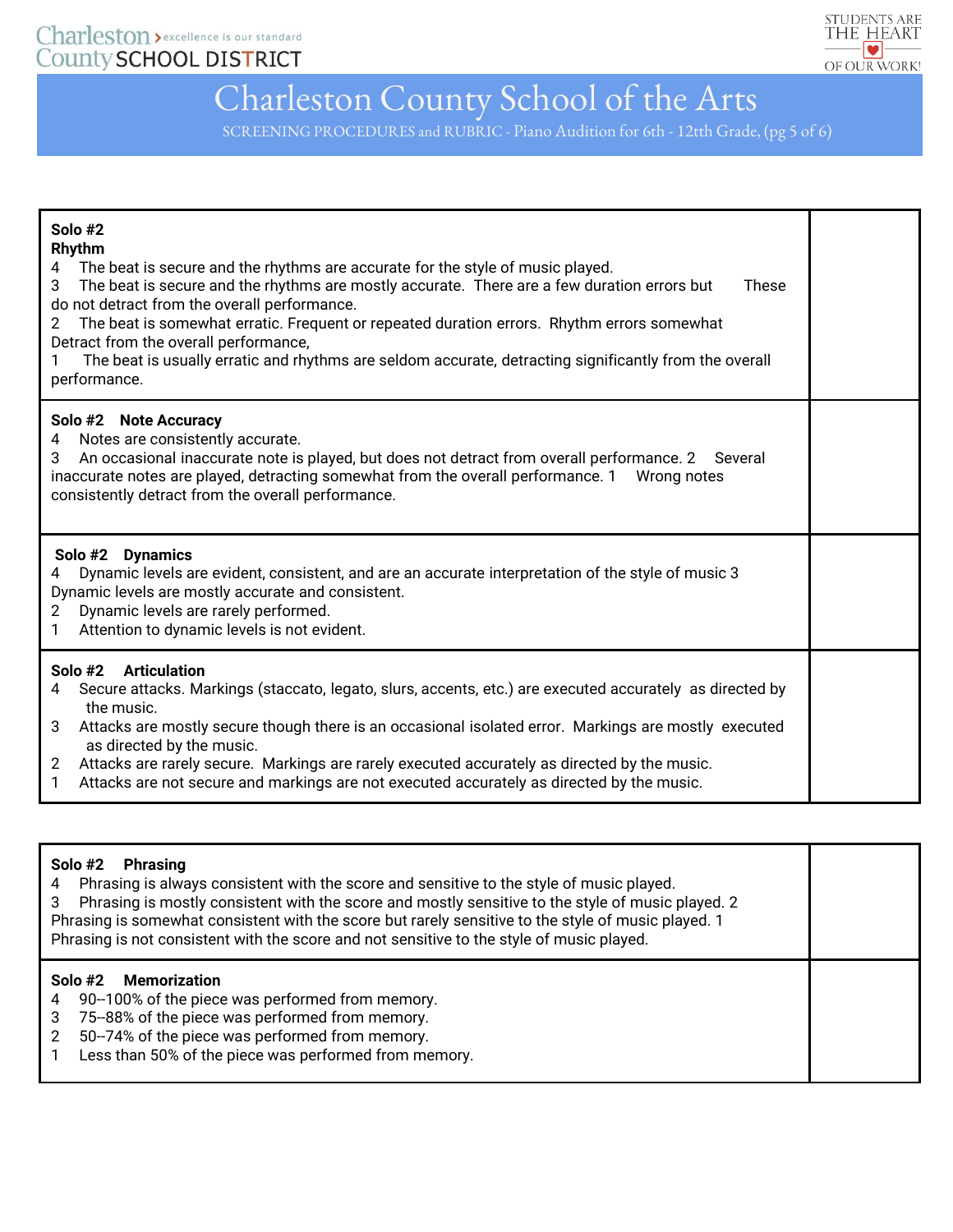| **Solo #2**<br>**Rhythm**<br>4 The beat is secure and the rhythms are accurate for the style of music played.<br>3 The beat is secure and the rhythms are mostly accurate. There are a few duration errors but These do not detract from the overall performance.<br>2 The beat is somewhat erratic. Frequent or repeated duration errors. Rhythm errors somewhat Detract from the overall performance,<br>1 The beat is usually erratic and rhythms are seldom accurate, detracting significantly from the overall performance. | |
|---|---|
| **Solo #2 Note Accuracy**<br>4 Notes are consistently accurate.<br>3 An occasional inaccurate note is played, but does not detract from overall performance. 2 Several inaccurate notes are played, detracting somewhat from the overall performance. 1 Wrong notes consistently detract from the overall performance. | |
| **Solo #2 Dynamics**<br>4 Dynamic levels are evident, consistent, and are an accurate interpretation of the style of music 3 Dynamic levels are mostly accurate and consistent.<br>2 Dynamic levels are rarely performed.<br>1 Attention to dynamic levels is not evident. | |
| **Solo #2 Articulation**<br>4 Secure attacks. Markings (staccato, legato, slurs, accents, etc.) are executed accurately as directed by the music.<br>3 Attacks are mostly secure though there is an occasional isolated error. Markings are mostly executed as directed by the music.<br>2 Attacks are rarely secure. Markings are rarely executed accurately as directed by the music.<br>1 Attacks are not secure and markings are not executed accurately as directed by the music. | |

| **Solo #2 Phrasing**<br>4 Phrasing is always consistent with the score and sensitive to the style of music played.<br>3 Phrasing is mostly consistent with the score and mostly sensitive to the style of music played. 2 Phrasing is somewhat consistent with the score but rarely sensitive to the style of music played. 1 Phrasing is not consistent with the score and not sensitive to the style of music played. | |
|---|---|
| **Solo #2 Memorization**<br>4 90--100% of the piece was performed from memory.<br>3 75--88% of the piece was performed from memory.<br>2 50--74% of the piece was performed from memory.<br>1 Less than 50% of the piece was performed from memory. | |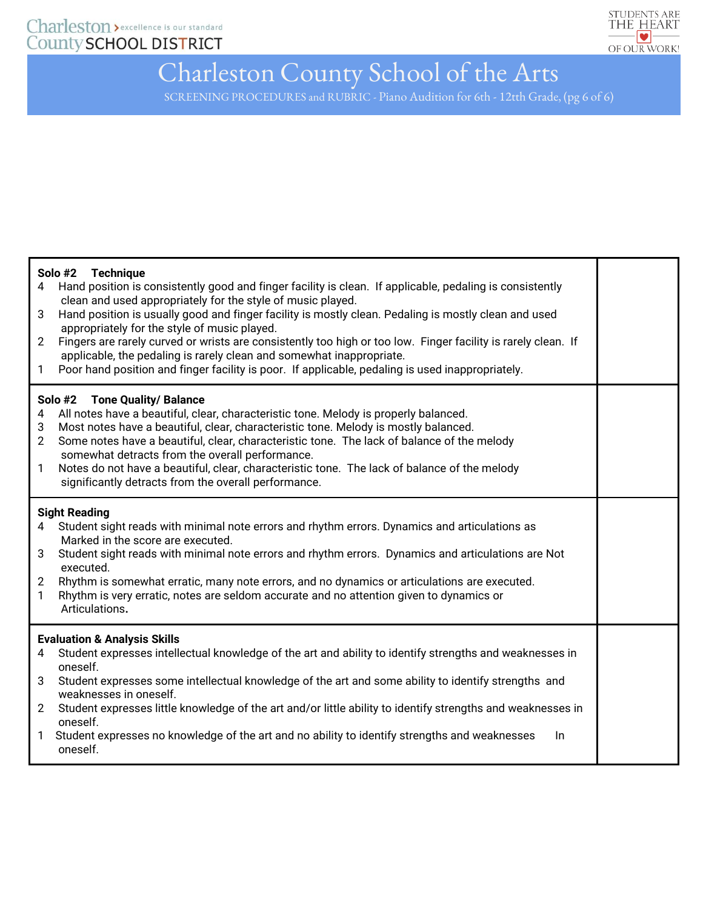| | |
|---|---|
| **Solo #2 Technique**<br>4 Hand position is consistently good and finger facility is clean. If applicable, pedaling is consistently clean and used appropriately for the style of music played.<br>3 Hand position is usually good and finger facility is mostly clean. Pedaling is mostly clean and used appropriately for the style of music played.<br>2 Fingers are rarely curved or wrists are consistently too high or too low. Finger facility is rarely clean. If applicable, the pedaling is rarely clean and somewhat inappropriate.<br>1 Poor hand position and finger facility is poor. If applicable, pedaling is used inappropriately. | |
| **Solo #2 Tone Quality/ Balance**<br>4 All notes have a beautiful, clear, characteristic tone. Melody is properly balanced.<br>3 Most notes have a beautiful, clear, characteristic tone. Melody is mostly balanced.<br>2 Some notes have a beautiful, clear, characteristic tone. The lack of balance of the melody somewhat detracts from the overall performance.<br>1 Notes do not have a beautiful, clear, characteristic tone. The lack of balance of the melody significantly detracts from the overall performance. | |
| **Sight Reading**<br>4 Student sight reads with minimal note errors and rhythm errors. Dynamics and articulations as Marked in the score are executed.<br>3 Student sight reads with minimal note errors and rhythm errors. Dynamics and articulations are Not executed.<br>2 Rhythm is somewhat erratic, many note errors, and no dynamics or articulations are executed.<br>1 Rhythm is very erratic, notes are seldom accurate and no attention given to dynamics or Articulations**.** | |
| **Evaluation & Analysis Skills**<br>4 Student expresses intellectual knowledge of the art and ability to identify strengths and weaknesses in oneself.<br>3 Student expresses some intellectual knowledge of the art and some ability to identify strengths and weaknesses in oneself.<br>2 Student expresses little knowledge of the art and/or little ability to identify strengths and weaknesses in oneself.<br>1 Student expresses no knowledge of the art and no ability to identify strengths and weaknesses In oneself. | |